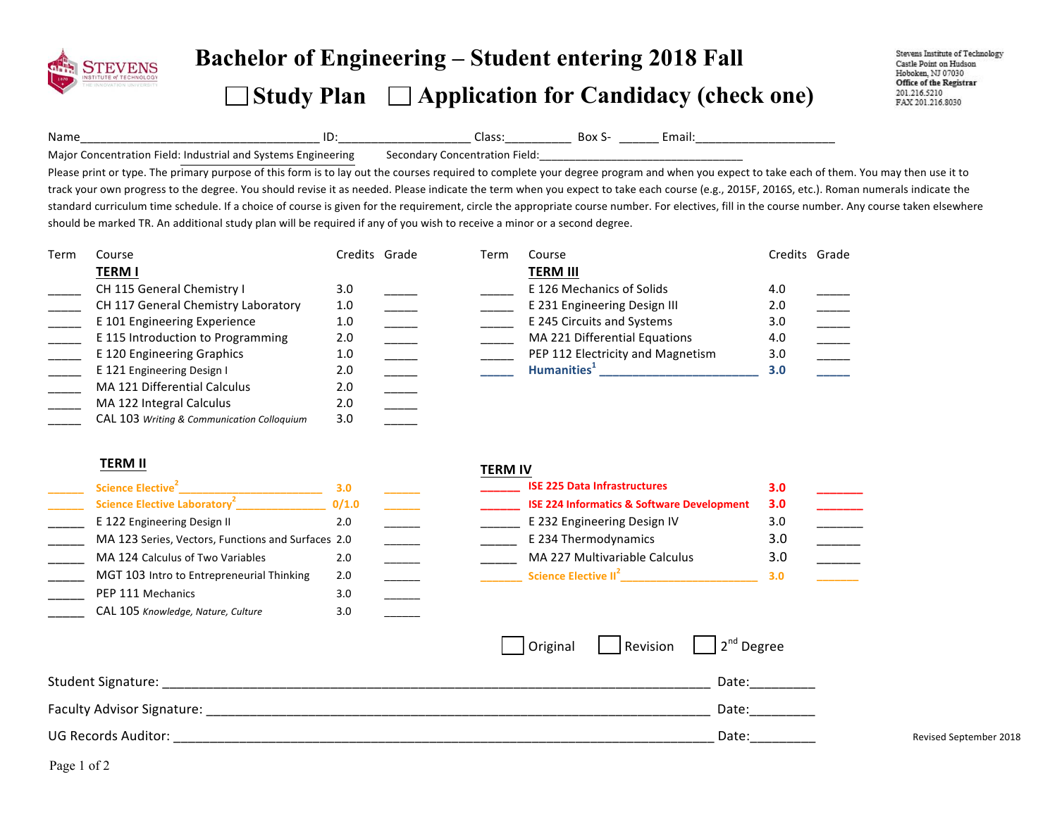# Bachelor of Engineering – Student entering 2018 Fall

☐ Study Plan ☐ Application for Candidacy (check one)

Stevens Institute of Technology
Castle Point on Hudson
Hoboken, NJ 07030
Office of the Registrar
201.216.5210
FAX 201.216.8030

Name_________________________________ ID:__________________ Class:_________ Box S- ______ Email:____________________

Major Concentration Field: Industrial and Systems Engineering Secondary Concentration Field:_______________________________

Please print or type. The primary purpose of this form is to lay out the courses required to complete your degree program and when you expect to take each of them. You may then use it to track your own progress to the degree. You should revise it as needed. Please indicate the term when you expect to take each course (e.g., 2015F, 2016S, etc.). Roman numerals indicate the standard curriculum time schedule. If a choice of course is given for the requirement, circle the appropriate course number. For electives, fill in the course number. Any course taken elsewhere should be marked TR. An additional study plan will be required if any of you wish to receive a minor or a second degree.

## TERM I

| Term | Course | Credits | Grade |
|---|---|---|---|
| _____ | CH 115 General Chemistry I | 3.0 | _____ |
| _____ | CH 117 General Chemistry Laboratory | 1.0 | _____ |
| _____ | E 101 Engineering Experience | 1.0 | _____ |
| _____ | E 115 Introduction to Programming | 2.0 | _____ |
| _____ | E 120 Engineering Graphics | 1.0 | _____ |
| _____ | E 121 Engineering Design I | 2.0 | _____ |
| _____ | MA 121 Differential Calculus | 2.0 | _____ |
| _____ | MA 122 Integral Calculus | 2.0 | _____ |
| _____ | CAL 103 *Writing & Communication Colloquium* | 3.0 | _____ |

## TERM II

| Term | Course | Credits | Grade |
|---|---|---|---|
| _____ | Science Elective[2] _______________________ | 3.0 | _____ |
| _____ | Science Elective Laboratory[2] ______________ | 0/1.0 | _____ |
| _____ | E 122 Engineering Design II | 2.0 | _____ |
| _____ | MA 123 Series, Vectors, Functions and Surfaces | 2.0 | _____ |
| _____ | MA 124 Calculus of Two Variables | 2.0 | _____ |
| _____ | MGT 103 Intro to Entrepreneurial Thinking | 2.0 | _____ |
| _____ | PEP 111 Mechanics | 3.0 | _____ |
| _____ | CAL 105 *Knowledge, Nature, Culture* | 3.0 | _____ |

## TERM III

| Term | Course | Credits | Grade |
|---|---|---|---|
| _____ | E 126 Mechanics of Solids | 4.0 | _____ |
| _____ | E 231 Engineering Design III | 2.0 | _____ |
| _____ | E 245 Circuits and Systems | 3.0 | _____ |
| _____ | MA 221 Differential Equations | 4.0 | _____ |
| _____ | PEP 112 Electricity and Magnetism | 3.0 | _____ |
| _____ | **Humanities[1]** _______________________ | **3.0** | _____ |

## TERM IV

| Term | Course | Credits | Grade |
|---|---|---|---|
| _____ | **ISE 225 Data Infrastructures** | **3.0** | _____ |
| _____ | **ISE 224 Informatics & Software Development** | **3.0** | _____ |
| _____ | E 232 Engineering Design IV | 3.0 | _____ |
| _____ | E 234 Thermodynamics | 3.0 | _____ |
| _____ | MA 227 Multivariable Calculus | 3.0 | _____ |
| _____ | Science Elective II[2] _____________________ | 3.0 | _____ |

☐ Original ☐ Revision ☐ 2nd Degree

Student Signature: ________________________________________________ Date:________

Faculty Advisor Signature: __________________________________________ Date:________

UG Records Auditor: _______________________________________________ Date:________

Revised September 2018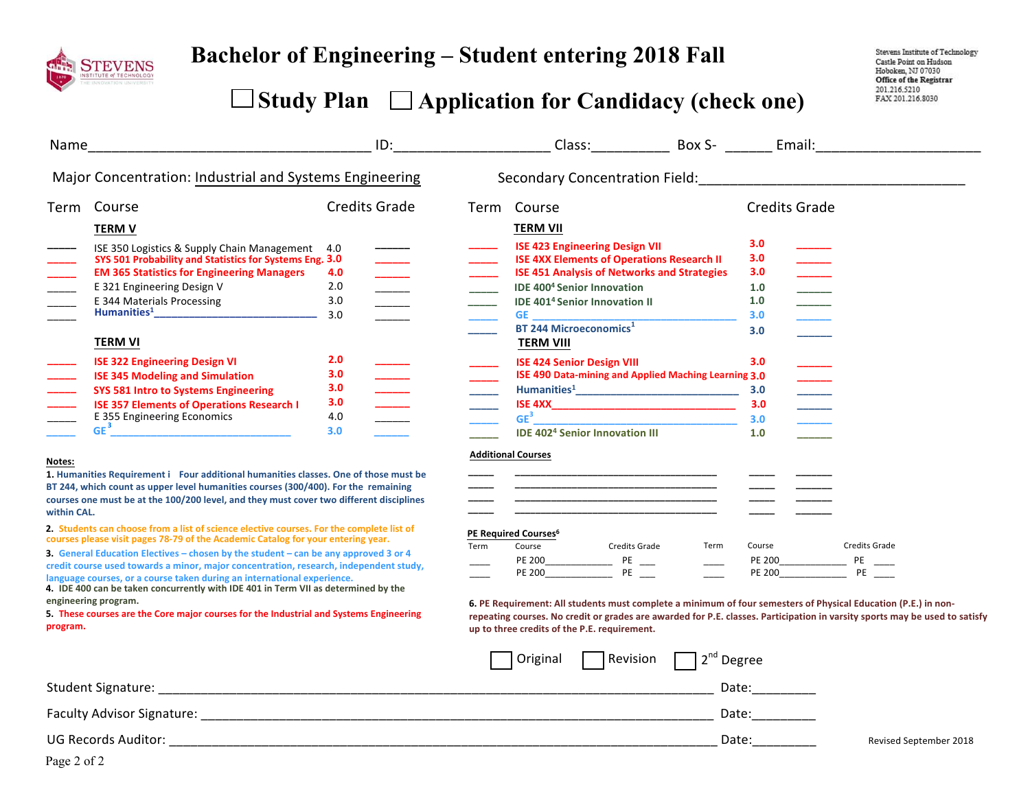# Bachelor of Engineering – Student entering 2018 Fall

☐ Study Plan ☐ Application for Candidacy (check one)

Stevens Institute of Technology
Castle Point on Hudson
Hoboken, NJ 07030
Office of the Registrar
201.216.5210
FAX 201.216.8030

Name___________________________________ ID:____________________ Class:__________ Box S- ______ Email:_____________________

Major Concentration: Industrial and Systems Engineering

Secondary Concentration Field:___________________________________

| Term | Course | Credits | Grade |
|---|---|---|---|
| | **TERM V** | | |
| _____ | ISE 350 Logistics & Supply Chain Management | 4.0 | ______ |
| _____ | SYS 501 Probability and Statistics for Systems Eng. | 3.0 | ______ |
| _____ | EM 365 Statistics for Engineering Managers | 4.0 | ______ |
| _____ | E 321 Engineering Design V | 2.0 | ______ |
| _____ | E 344 Materials Processing | 3.0 | ______ |
| _____ | Humanities[1]____________________________ | 3.0 | ______ |
| | **TERM VI** | | |
| _____ | ISE 322 Engineering Design VI | 2.0 | ______ |
| _____ | ISE 345 Modeling and Simulation | 3.0 | ______ |
| _____ | SYS 581 Intro to Systems Engineering | 3.0 | ______ |
| _____ | ISE 357 Elements of Operations Research I | 3.0 | ______ |
| _____ | E 355 Engineering Economics | 4.0 | ______ |
| _____ | GE[3]________________________________ | 3.0 | ______ |

| Term | Course | Credits | Grade |
|---|---|---|---|
| | **TERM VII** | | |
| _____ | ISE 423 Engineering Design VII | 3.0 | ______ |
| _____ | ISE 4XX Elements of Operations Research II | 3.0 | ______ |
| _____ | ISE 451 Analysis of Networks and Strategies | 3.0 | ______ |
| _____ | IDE 400[4] Senior Innovation | 1.0 | ______ |
| _____ | IDE 401[4] Senior Innovation II | 1.0 | ______ |
| _____ | GE ___________________________________ | 3.0 | ______ |
| _____ | BT 244 Microeconomics[1] | 3.0 | ______ |
| | **TERM VIII** | | |
| _____ | ISE 424 Senior Design VIII | 3.0 | ______ |
| _____ | ISE 490 Data-mining and Applied Maching Learning | 3.0 | ______ |
| _____ | Humanities[1]____________________________ | 3.0 | ______ |
| _____ | ISE 4XX________________________________ | 3.0 | ______ |
| _____ | GE[3]__________________________________ | 3.0 | ______ |
| _____ | IDE 402[4] Senior Innovation III | 1.0 | ______ |

**Additional Courses**

| Term | Course | Credits | Grade |
|---|---|---|---|
| _____ | ___________________________________ | _____ | ______ |
| _____ | ___________________________________ | _____ | ______ |
| _____ | ___________________________________ | _____ | ______ |
| _____ | ___________________________________ | _____ | ______ |

**PE Required Courses[6]**

| Term | Course | Credits | Grade | Term | Course | Credits | Grade |
|---|---|---|---|---|---|---|---|
| ____ | PE 200____________ | PE | ___ | ____ | PE 200____________ | PE | ____ |
| ____ | PE 200____________ | PE | ___ | ____ | PE 200____________ | PE | ____ |

**Notes:**

1. Humanities Requirement i Four additional humanities classes. One of those must be BT 244, which count as upper level humanities courses (300/400). For the remaining courses one must be at the 100/200 level, and they must cover two different disciplines within CAL.
2. Students can choose from a list of science elective courses. For the complete list of courses please visit pages 78-79 of the Academic Catalog for your entering year.
3. General Education Electives – chosen by the student – can be any approved 3 or 4 credit course used towards a minor, major concentration, research, independent study, language courses, or a course taken during an international experience.
4. IDE 400 can be taken concurrently with IDE 401 in Term VII as determined by the engineering program.
5. These courses are the Core major courses for the Industrial and Systems Engineering program.
6. PE Requirement: All students must complete a minimum of four semesters of Physical Education (P.E.) in non-repeating courses. No credit or grades are awarded for P.E. classes. Participation in varsity sports may be used to satisfy up to three credits of the P.E. requirement.

☐ Original ☐ Revision ☐ 2nd Degree

Student Signature: ____________________________________________________________ Date:_________

Faculty Advisor Signature: ______________________________________________________ Date:_________

UG Records Auditor: ___________________________________________________________ Date:_________

Revised September 2018